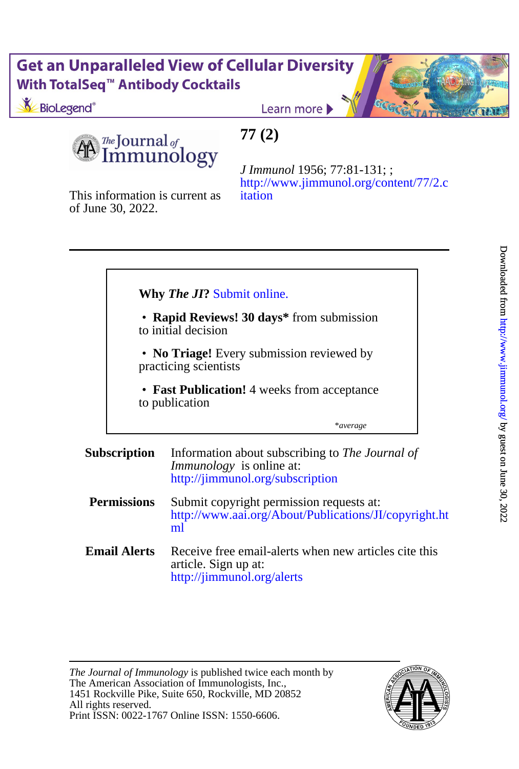Get an Unparalleled View of Cellular Diversity
With TotalSeq™ Antibody Cocktails
BioLegend®
Learn more

The Journal of Immunology

**77 (2)**

*J Immunol* 1956; 77:81-131; ;
http://www.jimmunol.org/content/77/2.citation

This information is current as of June 30, 2022.

---

**Why *The JI*?** Submit online.

- **Rapid Reviews! 30 days*** from submission to initial decision
- **No Triage!** Every submission reviewed by practicing scientists
- **Fast Publication!** 4 weeks from acceptance to publication

*\*average*

**Subscription** Information about subscribing to *The Journal of Immunology* is online at:
http://jimmunol.org/subscription

**Permissions** Submit copyright permission requests at:
http://www.aai.org/About/Publications/JI/copyright.html

**Email Alerts** Receive free email-alerts when new articles cite this article. Sign up at:
http://jimmunol.org/alerts

---

*The Journal of Immunology* is published twice each month by
The American Association of Immunologists, Inc.,
1451 Rockville Pike, Suite 650, Rockville, MD 20852
All rights reserved.
Print ISSN: 0022-1767 Online ISSN: 1550-6606.

Downloaded from http://www.jimmunol.org/ by guest on June 30, 2022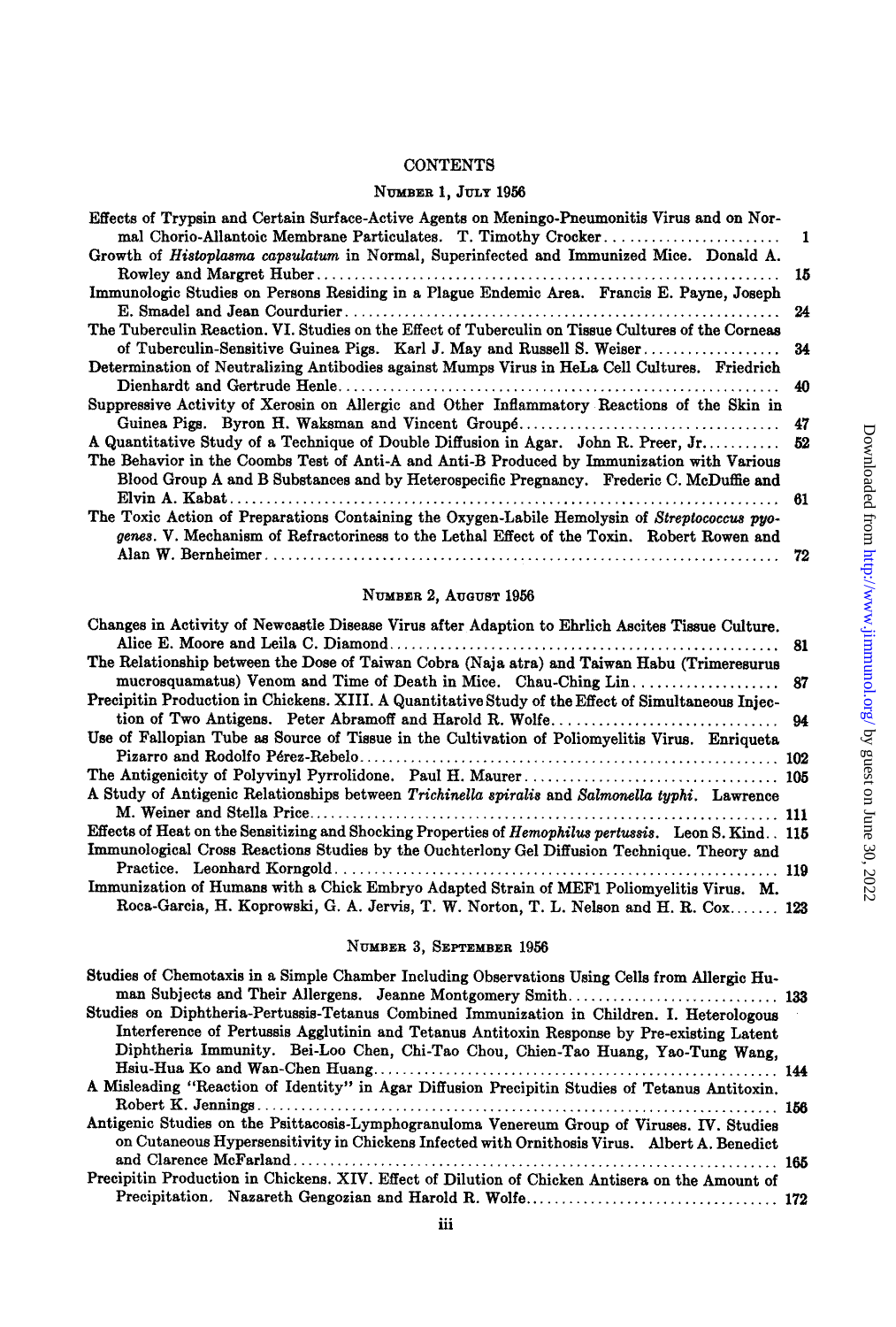# CONTENTS

## Number 1, July 1956

Effects of Trypsin and Certain Surface-Active Agents on Meningo-Pneumonitis Virus and on Normal Chorio-Allantoic Membrane Particulates. T. Timothy Crocker .......... 1

Growth of *Histoplasma capsulatum* in Normal, Superinfected and Immunized Mice. Donald A. Rowley and Margret Huber .......... 15

Immunologic Studies on Persons Residing in a Plague Endemic Area. Francis E. Payne, Joseph E. Smadel and Jean Courdurier .......... 24

The Tuberculin Reaction. VI. Studies on the Effect of Tuberculin on Tissue Cultures of the Corneas of Tuberculin-Sensitive Guinea Pigs. Karl J. May and Russell S. Weiser .......... 34

Determination of Neutralizing Antibodies against Mumps Virus in HeLa Cell Cultures. Friedrich Dienhardt and Gertrude Henle .......... 40

Suppressive Activity of Xerosin on Allergic and Other Inflammatory Reactions of the Skin in Guinea Pigs. Byron H. Waksman and Vincent Groupé .......... 47

A Quantitative Study of a Technique of Double Diffusion in Agar. John R. Preer, Jr. .......... 52

The Behavior in the Coombs Test of Anti-A and Anti-B Produced by Immunization with Various Blood Group A and B Substances and by Heterospecific Pregnancy. Frederic C. McDuffie and Elvin A. Kabat .......... 61

The Toxic Action of Preparations Containing the Oxygen-Labile Hemolysin of *Streptococcus pyogenes*. V. Mechanism of Refractoriness to the Lethal Effect of the Toxin. Robert Rowen and Alan W. Bernheimer .......... 72

## Number 2, August 1956

Changes in Activity of Newcastle Disease Virus after Adaption to Ehrlich Ascites Tissue Culture. Alice E. Moore and Leila C. Diamond .......... 81

The Relationship between the Dose of Taiwan Cobra (Naja atra) and Taiwan Habu (Trimeresurus mucrosquamatus) Venom and Time of Death in Mice. Chau-Ching Lin .......... 87

Precipitin Production in Chickens. XIII. A Quantitative Study of the Effect of Simultaneous Injection of Two Antigens. Peter Abramoff and Harold R. Wolfe .......... 94

Use of Fallopian Tube as Source of Tissue in the Cultivation of Poliomyelitis Virus. Enriqueta Pizarro and Rodolfo Pérez-Rebelo .......... 102

The Antigenicity of Polyvinyl Pyrrolidone. Paul H. Maurer .......... 105

A Study of Antigenic Relationships between *Trichinella spiralis* and *Salmonella typhi*. Lawrence M. Weiner and Stella Price .......... 111

Effects of Heat on the Sensitizing and Shocking Properties of *Hemophilus pertussis*. Leon S. Kind .......... 115

Immunological Cross Reactions Studies by the Ouchterlony Gel Diffusion Technique. Theory and Practice. Leonhard Korngold .......... 119

Immunization of Humans with a Chick Embryo Adapted Strain of MEF1 Poliomyelitis Virus. M. Roca-Garcia, H. Koprowski, G. A. Jervis, T. W. Norton, T. L. Nelson and H. R. Cox .......... 123

## Number 3, September 1956

Studies of Chemotaxis in a Simple Chamber Including Observations Using Cells from Allergic Human Subjects and Their Allergens. Jeanne Montgomery Smith .......... 133

Studies on Diphtheria-Pertussis-Tetanus Combined Immunization in Children. I. Heterologous Interference of Pertussis Agglutinin and Tetanus Antitoxin Response by Pre-existing Latent Diphtheria Immunity. Bei-Loo Chen, Chi-Tao Chou, Chien-Tao Huang, Yao-Tung Wang, Hsiu-Hua Ko and Wan-Chen Huang .......... 144

A Misleading "Reaction of Identity" in Agar Diffusion Precipitin Studies of Tetanus Antitoxin. Robert K. Jennings .......... 156

Antigenic Studies on the Psittacosis-Lymphogranuloma Venereum Group of Viruses. IV. Studies on Cutaneous Hypersensitivity in Chickens Infected with Ornithosis Virus. Albert A. Benedict and Clarence McFarland .......... 165

Precipitin Production in Chickens. XIV. Effect of Dilution of Chicken Antisera on the Amount of Precipitation. Nazareth Gengozian and Harold R. Wolfe .......... 172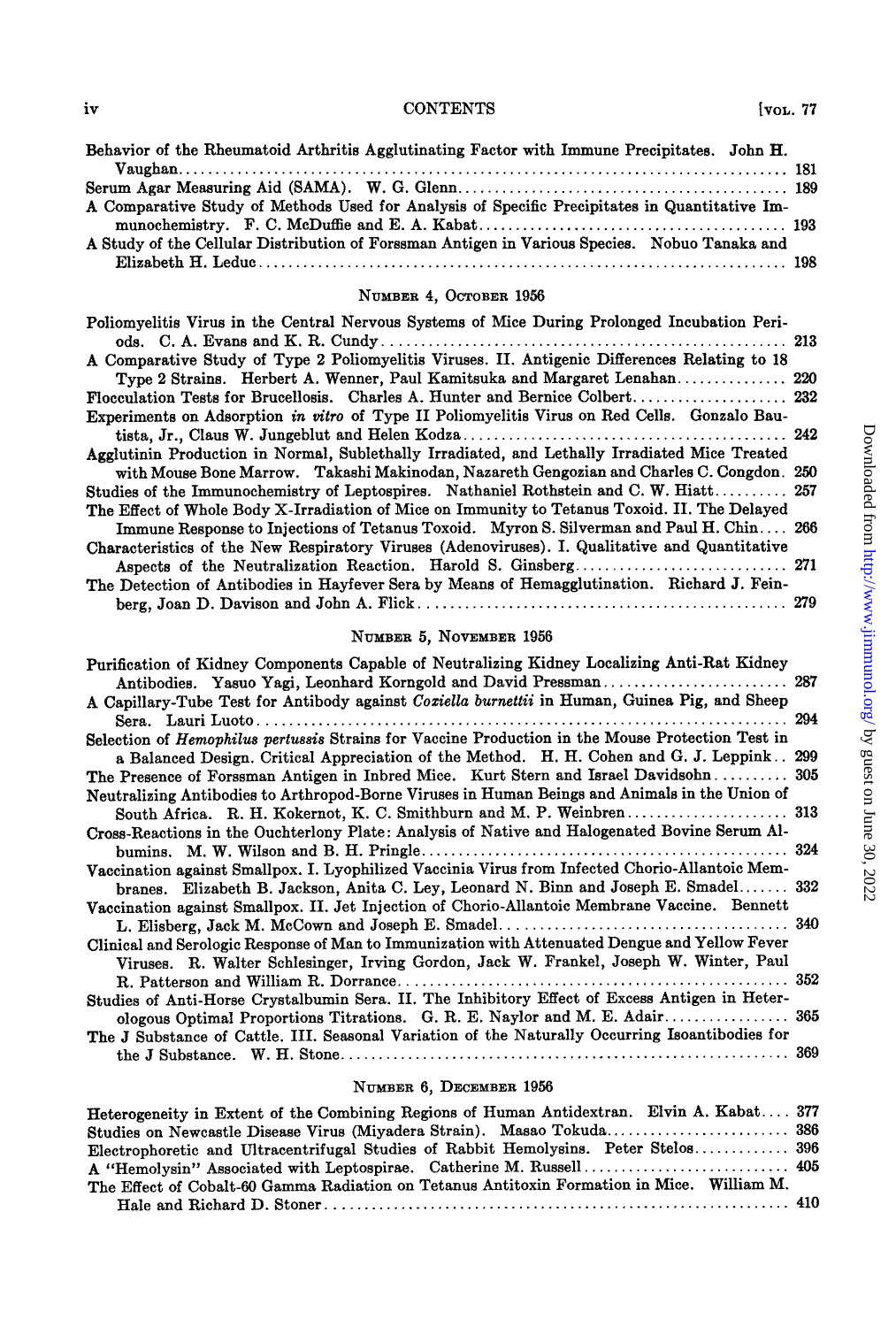Behavior of the Rheumatoid Arthritis Agglutinating Factor with Immune Precipitates. John H. Vaughan .......... 181

Serum Agar Measuring Aid (SAMA). W. G. Glenn .......... 189

A Comparative Study of Methods Used for Analysis of Specific Precipitates in Quantitative Immunochemistry. F. C. McDuffie and E. A. Kabat .......... 193

A Study of the Cellular Distribution of Forssman Antigen in Various Species. Nobuo Tanaka and Elizabeth H. Leduc .......... 198

## Number 4, October 1956

Poliomyelitis Virus in the Central Nervous Systems of Mice During Prolonged Incubation Periods. C. A. Evans and K. R. Cundy .......... 213

A Comparative Study of Type 2 Poliomyelitis Viruses. II. Antigenic Differences Relating to 18 Type 2 Strains. Herbert A. Wenner, Paul Kamitsuka and Margaret Lenahan .......... 220

Flocculation Tests for Brucellosis. Charles A. Hunter and Bernice Colbert .......... 232

Experiments on Adsorption *in vitro* of Type II Poliomyelitis Virus on Red Cells. Gonzalo Bautista, Jr., Claus W. Jungeblut and Helen Kodza .......... 242

Agglutinin Production in Normal, Sublethally Irradiated, and Lethally Irradiated Mice Treated with Mouse Bone Marrow. Takashi Makinodan, Nazareth Gengozian and Charles C. Congdon. 250

Studies of the Immunochemistry of Leptospires. Nathaniel Rothstein and C. W. Hiatt .......... 257

The Effect of Whole Body X-Irradiation of Mice on Immunity to Tetanus Toxoid. II. The Delayed Immune Response to Injections of Tetanus Toxoid. Myron S. Silverman and Paul H. Chin .... 266

Characteristics of the New Respiratory Viruses (Adenoviruses). I. Qualitative and Quantitative Aspects of the Neutralization Reaction. Harold S. Ginsberg .......... 271

The Detection of Antibodies in Hayfever Sera by Means of Hemagglutination. Richard J. Feinberg, Joan D. Davison and John A. Flick .......... 279

## Number 5, November 1956

Purification of Kidney Components Capable of Neutralizing Kidney Localizing Anti-Rat Kidney Antibodies. Yasuo Yagi, Leonhard Korngold and David Pressman .......... 287

A Capillary-Tube Test for Antibody against *Coxiella burnettii* in Human, Guinea Pig, and Sheep Sera. Lauri Luoto .......... 294

Selection of *Hemophilus pertussis* Strains for Vaccine Production in the Mouse Protection Test in a Balanced Design. Critical Appreciation of the Method. H. H. Cohen and G. J. Leppink .. 299

The Presence of Forssman Antigen in Inbred Mice. Kurt Stern and Israel Davidsohn .......... 305

Neutralizing Antibodies to Arthropod-Borne Viruses in Human Beings and Animals in the Union of South Africa. R. H. Kokernot, K. C. Smithburn and M. P. Weinbren .......... 313

Cross-Reactions in the Ouchterlony Plate: Analysis of Native and Halogenated Bovine Serum Albumins. M. W. Wilson and B. H. Pringle .......... 324

Vaccination against Smallpox. I. Lyophilized Vaccinia Virus from Infected Chorio-Allantoic Membranes. Elizabeth B. Jackson, Anita C. Ley, Leonard N. Binn and Joseph E. Smadel .......... 332

Vaccination against Smallpox. II. Jet Injection of Chorio-Allantoic Membrane Vaccine. Bennett L. Elisberg, Jack M. McCown and Joseph E. Smadel .......... 340

Clinical and Serologic Response of Man to Immunization with Attenuated Dengue and Yellow Fever Viruses. R. Walter Schlesinger, Irving Gordon, Jack W. Frankel, Joseph W. Winter, Paul R. Patterson and William R. Dorrance .......... 352

Studies of Anti-Horse Crystalbumin Sera. II. The Inhibitory Effect of Excess Antigen in Heterologous Optimal Proportions Titrations. G. R. E. Naylor and M. E. Adair .......... 365

The J Substance of Cattle. III. Seasonal Variation of the Naturally Occurring Isoantibodies for the J Substance. W. H. Stone .......... 369

## Number 6, December 1956

Heterogeneity in Extent of the Combining Regions of Human Antidextran. Elvin A. Kabat .... 377

Studies on Newcastle Disease Virus (Miyadera Strain). Masao Tokuda .......... 386

Electrophoretic and Ultracentrifugal Studies of Rabbit Hemolysins. Peter Stelos .......... 396

A "Hemolysin" Associated with Leptospirae. Catherine M. Russell .......... 405

The Effect of Cobalt-60 Gamma Radiation on Tetanus Antitoxin Formation in Mice. William M. Hale and Richard D. Stoner .......... 410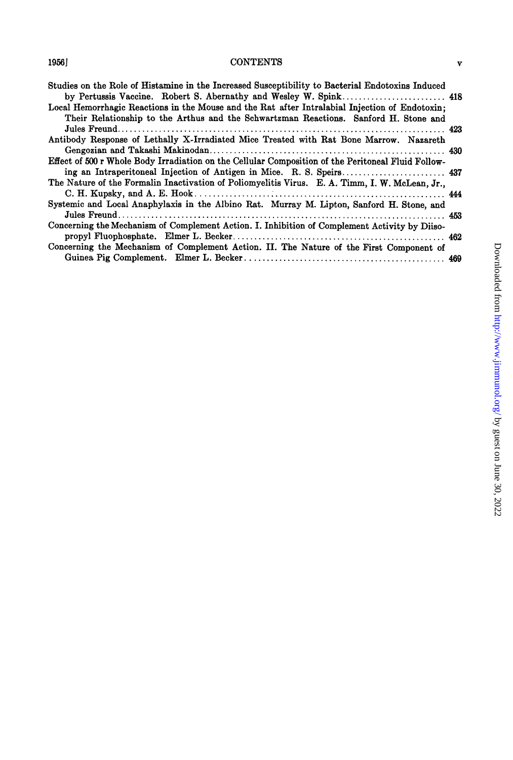Studies on the Role of Histamine in the Increased Susceptibility to Bacterial Endotoxins Induced by Pertussis Vaccine. Robert S. Abernathy and Wesley W. Spink ........................ 418

Local Hemorrhagic Reactions in the Mouse and the Rat after Intralabial Injection of Endotoxin; Their Relationship to the Arthus and the Schwartzman Reactions. Sanford H. Stone and Jules Freund ........................ 423

Antibody Response of Lethally X-Irradiated Mice Treated with Rat Bone Marrow. Nazareth Gengozian and Takashi Makinodan ........................ 430

Effect of 500 r Whole Body Irradiation on the Cellular Composition of the Peritoneal Fluid Following an Intraperitoneal Injection of Antigen in Mice. R. S. Speirs ........................ 437

The Nature of the Formalin Inactivation of Poliomyelitis Virus. E. A. Timm, I. W. McLean, Jr., C. H. Kupsky, and A. E. Hook ........................ 444

Systemic and Local Anaphylaxis in the Albino Rat. Murray M. Lipton, Sanford H. Stone, and Jules Freund ........................ 453

Concerning the Mechanism of Complement Action. I. Inhibition of Complement Activity by Diisopropyl Fluophosphate. Elmer L. Becker ........................ 462

Concerning the Mechanism of Complement Action. II. The Nature of the First Component of Guinea Pig Complement. Elmer L. Becker ........................ 469